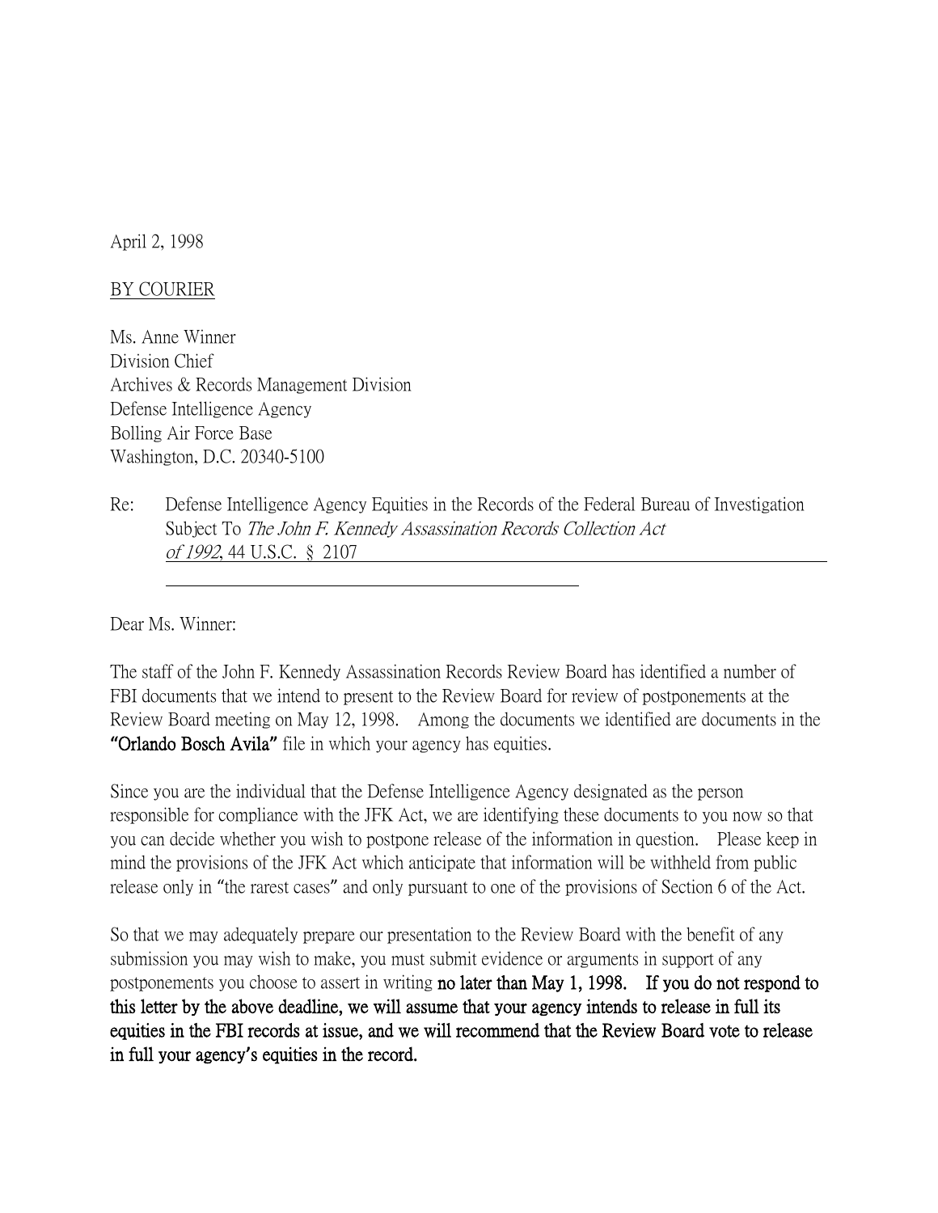April 2, 1998

BY COURIER

Ms. Anne Winner
Division Chief
Archives & Records Management Division
Defense Intelligence Agency
Bolling Air Force Base
Washington, D.C. 20340-5100

Re: Defense Intelligence Agency Equities in the Records of the Federal Bureau of Investigation Subject To *The John F. Kennedy Assassination Records Collection Act of 1992*, 44 U.S.C. § 2107

Dear Ms. Winner:

The staff of the John F. Kennedy Assassination Records Review Board has identified a number of FBI documents that we intend to present to the Review Board for review of postponements at the Review Board meeting on May 12, 1998. Among the documents we identified are documents in the **"Orlando Bosch Avila"** file in which your agency has equities.

Since you are the individual that the Defense Intelligence Agency designated as the person responsible for compliance with the JFK Act, we are identifying these documents to you now so that you can decide whether you wish to postpone release of the information in question. Please keep in mind the provisions of the JFK Act which anticipate that information will be withheld from public release only in "the rarest cases" and only pursuant to one of the provisions of Section 6 of the Act.

So that we may adequately prepare our presentation to the Review Board with the benefit of any submission you may wish to make, you must submit evidence or arguments in support of any postponements you choose to assert in writing **no later than May 1, 1998. If you do not respond to this letter by the above deadline, we will assume that your agency intends to release in full its equities in the FBI records at issue, and we will recommend that the Review Board vote to release in full your agency's equities in the record.**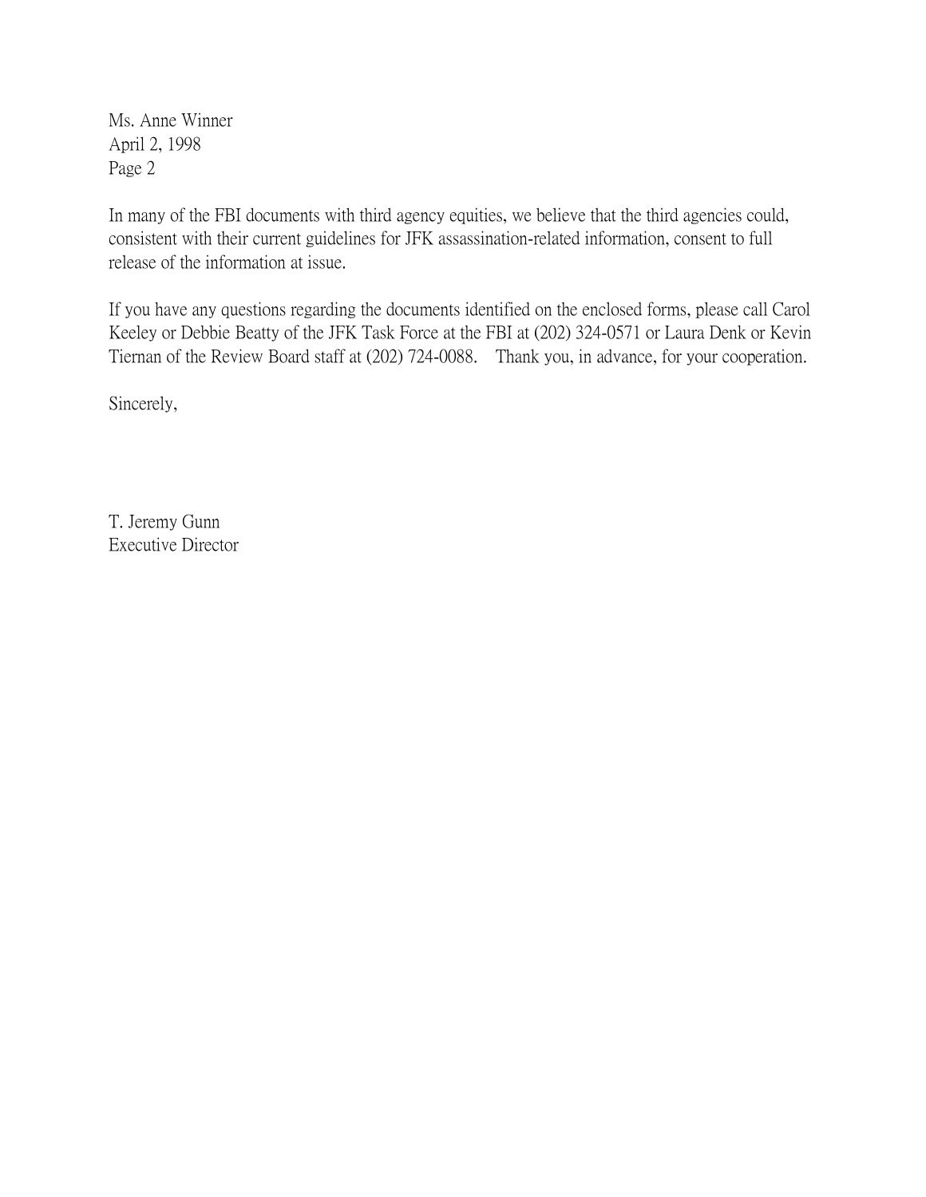Ms. Anne Winner
April 2, 1998
Page 2

In many of the FBI documents with third agency equities, we believe that the third agencies could, consistent with their current guidelines for JFK assassination-related information, consent to full release of the information at issue.

If you have any questions regarding the documents identified on the enclosed forms, please call Carol Keeley or Debbie Beatty of the JFK Task Force at the FBI at (202) 324-0571 or Laura Denk or Kevin Tiernan of the Review Board staff at (202) 724-0088. Thank you, in advance, for your cooperation.

Sincerely,

T. Jeremy Gunn
Executive Director